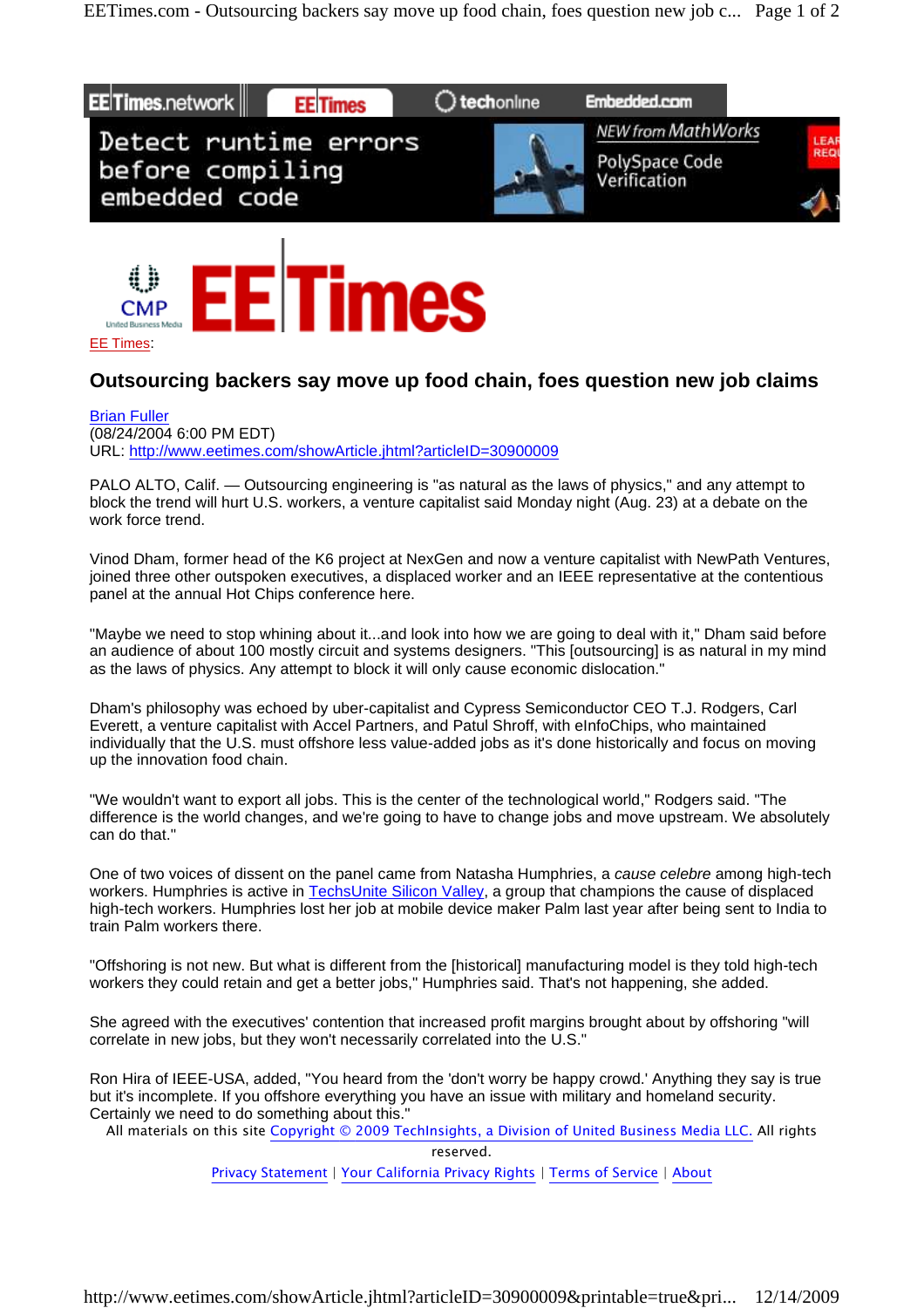EE Times:

# Outsourcing backers say move up food chain, foes question new job claims

Brian Fuller
(08/24/2004 6:00 PM EDT)
URL: http://www.eetimes.com/showArticle.jhtml?articleID=30900009

PALO ALTO, Calif. — Outsourcing engineering is "as natural as the laws of physics," and any attempt to block the trend will hurt U.S. workers, a venture capitalist said Monday night (Aug. 23) at a debate on the work force trend.

Vinod Dham, former head of the K6 project at NexGen and now a venture capitalist with NewPath Ventures, joined three other outspoken executives, a displaced worker and an IEEE representative at the contentious panel at the annual Hot Chips conference here.

"Maybe we need to stop whining about it...and look into how we are going to deal with it," Dham said before an audience of about 100 mostly circuit and systems designers. "This [outsourcing] is as natural in my mind as the laws of physics. Any attempt to block it will only cause economic dislocation."

Dham's philosophy was echoed by uber-capitalist and Cypress Semiconductor CEO T.J. Rodgers, Carl Everett, a venture capitalist with Accel Partners, and Patul Shroff, with eInfoChips, who maintained individually that the U.S. must offshore less value-added jobs as it's done historically and focus on moving up the innovation food chain.

"We wouldn't want to export all jobs. This is the center of the technological world," Rodgers said. "The difference is the world changes, and we're going to have to change jobs and move upstream. We absolutely can do that."

One of two voices of dissent on the panel came from Natasha Humphries, a *cause celebre* among high-tech workers. Humphries is active in TechsUnite Silicon Valley, a group that champions the cause of displaced high-tech workers. Humphries lost her job at mobile device maker Palm last year after being sent to India to train Palm workers there.

"Offshoring is not new. But what is different from the [historical] manufacturing model is they told high-tech workers they could retain and get a better jobs," Humphries said. That's not happening, she added.

She agreed with the executives' contention that increased profit margins brought about by offshoring "will correlate in new jobs, but they won't necessarily correlated into the U.S."

Ron Hira of IEEE-USA, added, "You heard from the 'don't worry be happy crowd.' Anything they say is true but it's incomplete. If you offshore everything you have an issue with military and homeland security. Certainly we need to do something about this."

All materials on this site Copyright © 2009 TechInsights, a Division of United Business Media LLC. All rights reserved.

Privacy Statement | Your California Privacy Rights | Terms of Service | About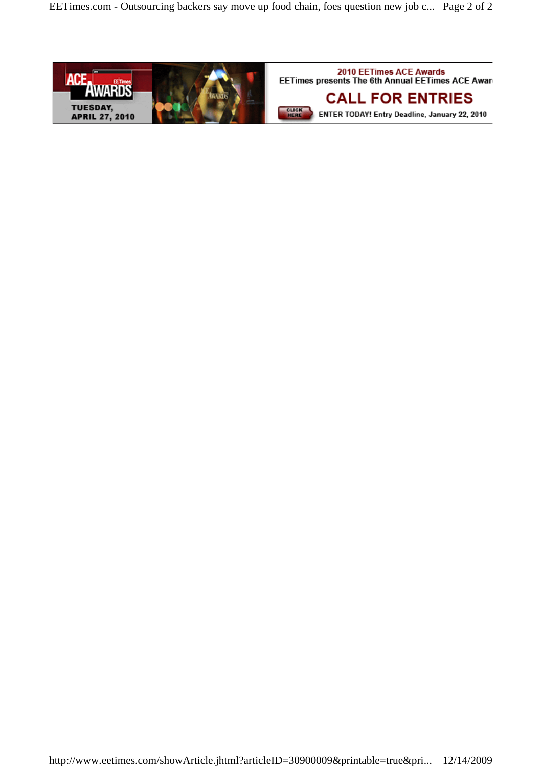ACE AWARDS EETimes

TUESDAY, APRIL 27, 2010

2010 EETimes ACE Awards

EETimes presents The 6th Annual EETimes ACE Awar

CALL FOR ENTRIES

CLICK HERE

ENTER TODAY! Entry Deadline, January 22, 2010